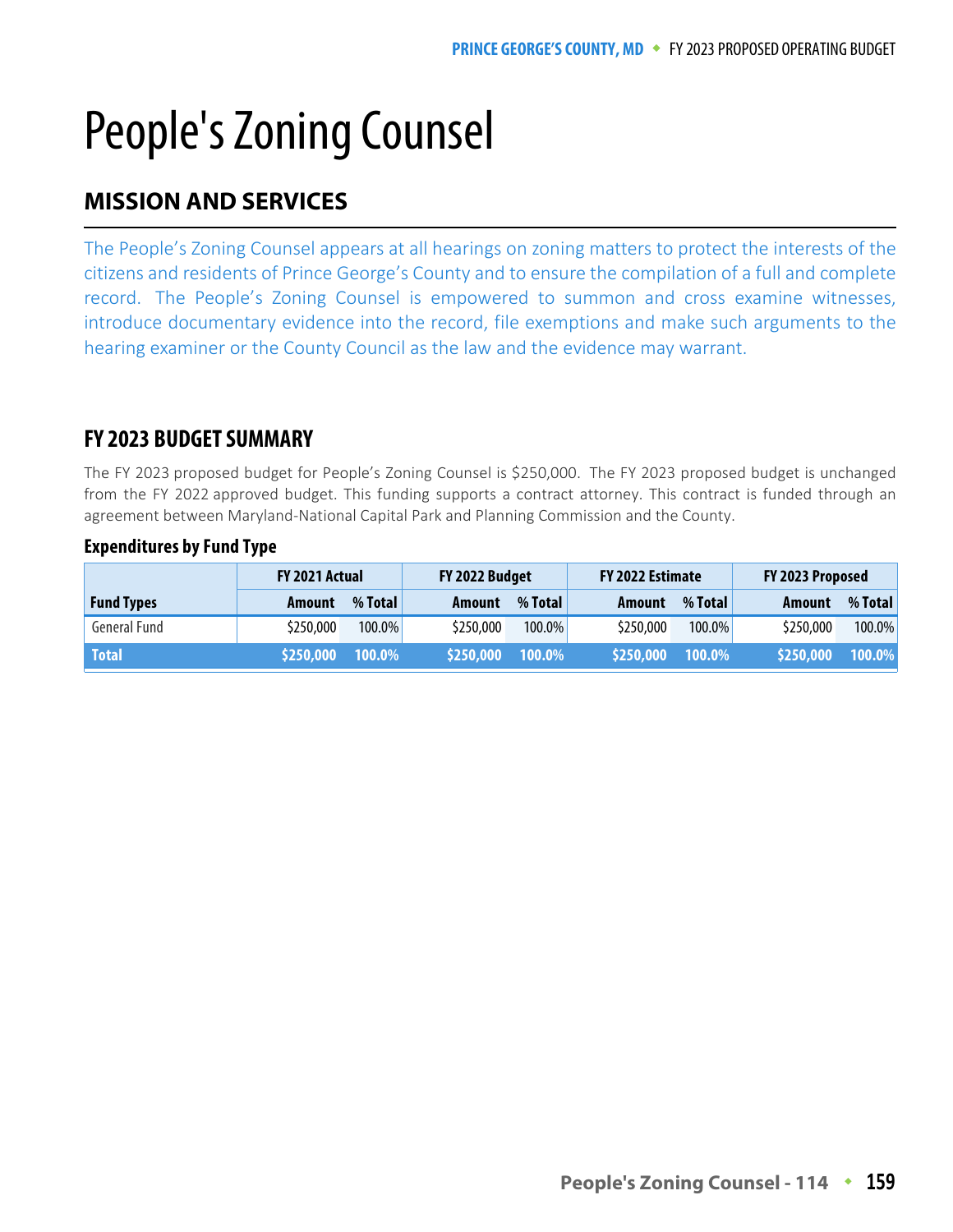# People's Zoning Counsel

## MISSION AND SERVICES

The People's Zoning Counsel appears at all hearings on zoning matters to protect the interests of the citizens and residents of Prince George's County and to ensure the compilation of a full and complete record. The People's Zoning Counsel is empowered to summon and cross examine witnesses, introduce documentary evidence into the record, file exemptions and make such arguments to the hearing examiner or the County Council as the law and the evidence may warrant.

## FY 2023 BUDGET SUMMARY

The FY 2023 proposed budget for People's Zoning Counsel is $250,000. The FY 2023 proposed budget is unchanged from the FY 2022 approved budget. This funding supports a contract attorney. This contract is funded through an agreement between Maryland-National Capital Park and Planning Commission and the County.

### Expenditures by Fund Type

| | FY 2021 Actual | | FY 2022 Budget | | FY 2022 Estimate | | FY 2023 Proposed | |
|---|---|---|---|---|---|---|---|---|
| **Fund Types** | **Amount** | **% Total** | **Amount** | **% Total** | **Amount** | **% Total** | **Amount** | **% Total** |
| General Fund | $250,000 | 100.0% | $250,000 | 100.0% | $250,000 | 100.0% | $250,000 | 100.0% |
| **Total** | **$250,000** | **100.0%** | **$250,000** | **100.0%** | **$250,000** | **100.0%** | **$250,000** | **100.0%** |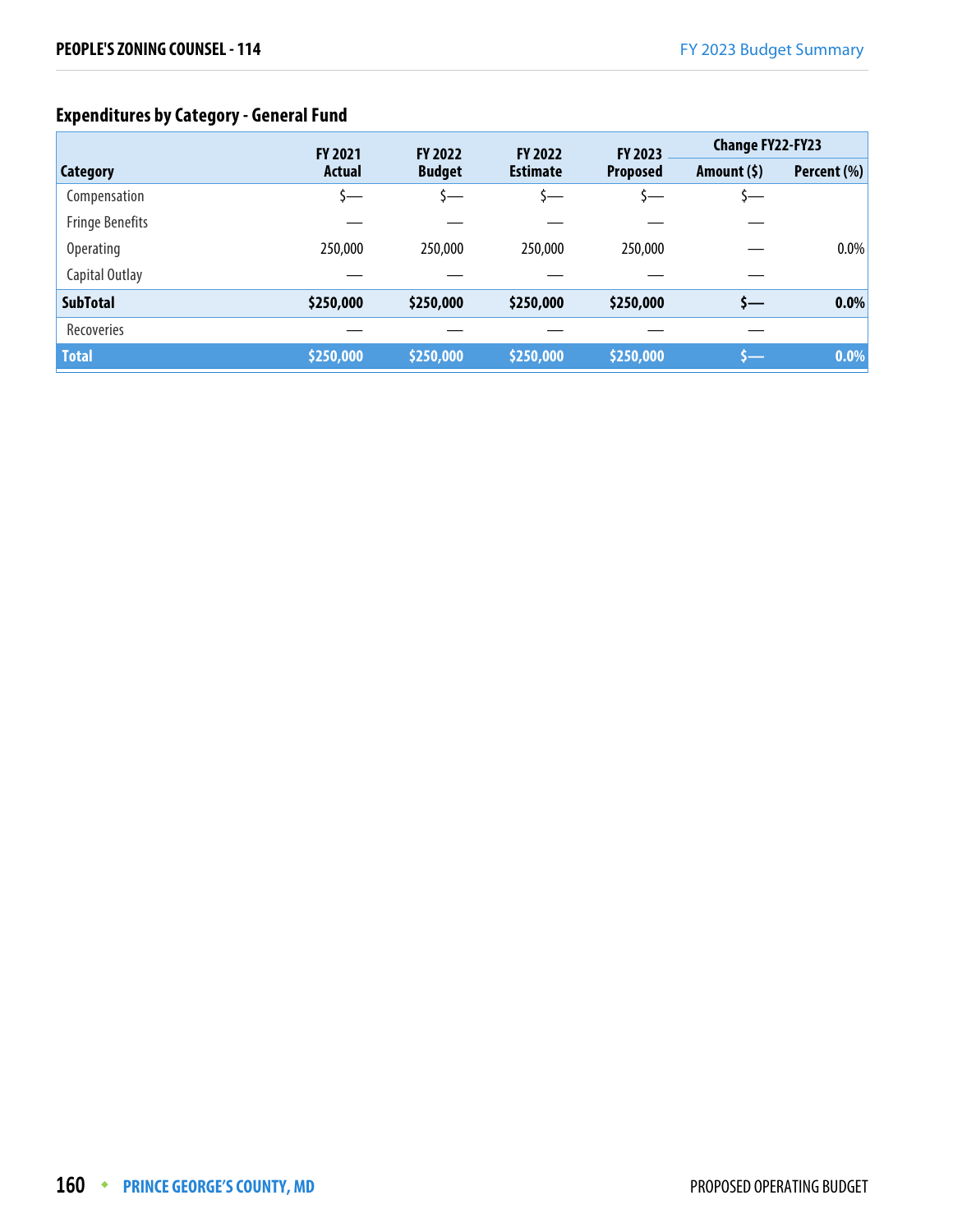## Expenditures by Category - General Fund

| Category | FY 2021 Actual | FY 2022 Budget | FY 2022 Estimate | FY 2023 Proposed | Change FY22-FY23 | |
|---|---|---|---|---|---|---|
| | | | | | Amount ($) | Percent (%) |
| Compensation | $— | $— | $— | $— | $— | |
| Fringe Benefits | — | — | — | — | — | |
| Operating | 250,000 | 250,000 | 250,000 | 250,000 | — | 0.0% |
| Capital Outlay | — | — | — | — | — | |
| **SubTotal** | **$250,000** | **$250,000** | **$250,000** | **$250,000** | **$—** | **0.0%** |
| Recoveries | — | — | — | — | — | |
| **Total** | **$250,000** | **$250,000** | **$250,000** | **$250,000** | **$—** | **0.0%** |